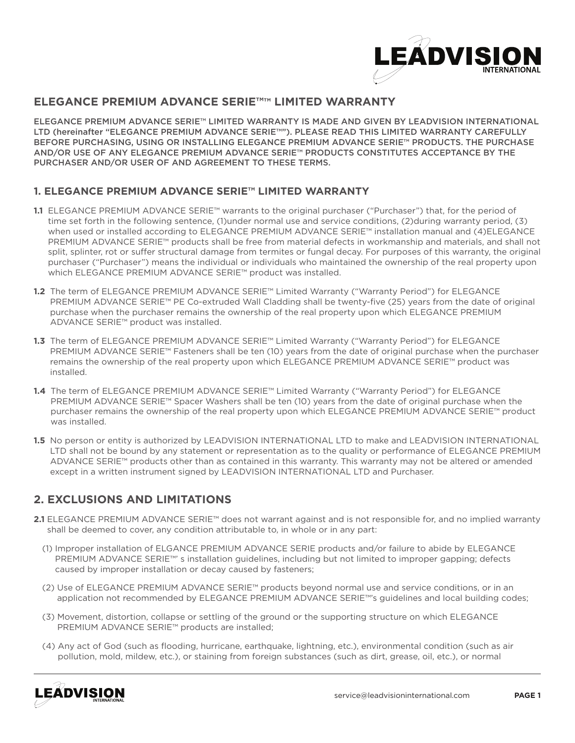## ELEGANCE PREMIUM ADVANCE SERIE™™ LIMITED WARRANTY

ELEGANCE PREMIUM ADVANCE SERIE™ LIMITED WARRANTY IS MADE AND GIVEN BY LEADVISION INTERNATIONAL LTD (hereinafter "ELEGANCE PREMIUM ADVANCE SERIE™"). PLEASE READ THIS LIMITED WARRANTY CAREFULLY BEFORE PURCHASING, USING OR INSTALLING ELEGANCE PREMIUM ADVANCE SERIE™ PRODUCTS. THE PURCHASE AND/OR USE OF ANY ELEGANCE PREMIUM ADVANCE SERIE™ PRODUCTS CONSTITUTES ACCEPTANCE BY THE PURCHASER AND/OR USER OF AND AGREEMENT TO THESE TERMS.

### 1. ELEGANCE PREMIUM ADVANCE SERIE™ LIMITED WARRANTY

**1.1** ELEGANCE PREMIUM ADVANCE SERIE™ warrants to the original purchaser ("Purchaser") that, for the period of time set forth in the following sentence, (1)under normal use and service conditions, (2)during warranty period, (3) when used or installed according to ELEGANCE PREMIUM ADVANCE SERIE™ installation manual and (4)ELEGANCE PREMIUM ADVANCE SERIE™ products shall be free from material defects in workmanship and materials, and shall not split, splinter, rot or suffer structural damage from termites or fungal decay. For purposes of this warranty, the original purchaser ("Purchaser") means the individual or individuals who maintained the ownership of the real property upon which ELEGANCE PREMIUM ADVANCE SERIE™ product was installed.

**1.2** The term of ELEGANCE PREMIUM ADVANCE SERIE™ Limited Warranty ("Warranty Period") for ELEGANCE PREMIUM ADVANCE SERIE™ PE Co-extruded Wall Cladding shall be twenty-five (25) years from the date of original purchase when the purchaser remains the ownership of the real property upon which ELEGANCE PREMIUM ADVANCE SERIE™ product was installed.

**1.3** The term of ELEGANCE PREMIUM ADVANCE SERIE™ Limited Warranty ("Warranty Period") for ELEGANCE PREMIUM ADVANCE SERIE™ Fasteners shall be ten (10) years from the date of original purchase when the purchaser remains the ownership of the real property upon which ELEGANCE PREMIUM ADVANCE SERIE™ product was installed.

**1.4** The term of ELEGANCE PREMIUM ADVANCE SERIE™ Limited Warranty ("Warranty Period") for ELEGANCE PREMIUM ADVANCE SERIE™ Spacer Washers shall be ten (10) years from the date of original purchase when the purchaser remains the ownership of the real property upon which ELEGANCE PREMIUM ADVANCE SERIE™ product was installed.

**1.5** No person or entity is authorized by LEADVISION INTERNATIONAL LTD to make and LEADVISION INTERNATIONAL LTD shall not be bound by any statement or representation as to the quality or performance of ELEGANCE PREMIUM ADVANCE SERIE™ products other than as contained in this warranty. This warranty may not be altered or amended except in a written instrument signed by LEADVISION INTERNATIONAL LTD and Purchaser.

## 2. EXCLUSIONS AND LIMITATIONS

**2.1** ELEGANCE PREMIUM ADVANCE SERIE™ does not warrant against and is not responsible for, and no implied warranty shall be deemed to cover, any condition attributable to, in whole or in any part:

(1) Improper installation of ELGANCE PREMIUM ADVANCE SERIE products and/or failure to abide by ELEGANCE PREMIUM ADVANCE SERIE™' s installation guidelines, including but not limited to improper gapping; defects caused by improper installation or decay caused by fasteners;

(2) Use of ELEGANCE PREMIUM ADVANCE SERIE™ products beyond normal use and service conditions, or in an application not recommended by ELEGANCE PREMIUM ADVANCE SERIE™'s guidelines and local building codes;

(3) Movement, distortion, collapse or settling of the ground or the supporting structure on which ELEGANCE PREMIUM ADVANCE SERIE™ products are installed;

(4) Any act of God (such as flooding, hurricane, earthquake, lightning, etc.), environmental condition (such as air pollution, mold, mildew, etc.), or staining from foreign substances (such as dirt, grease, oil, etc.), or normal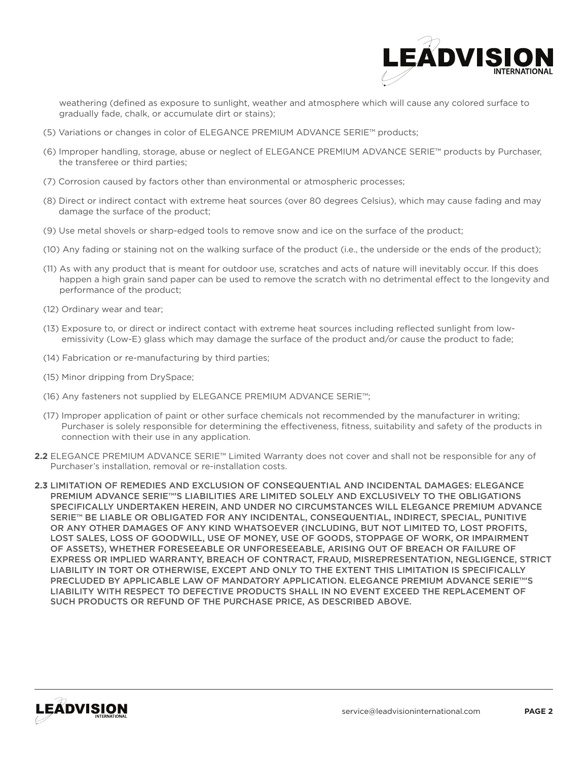weathering (defined as exposure to sunlight, weather and atmosphere which will cause any colored surface to gradually fade, chalk, or accumulate dirt or stains);

(5) Variations or changes in color of ELEGANCE PREMIUM ADVANCE SERIE™ products;

(6) Improper handling, storage, abuse or neglect of ELEGANCE PREMIUM ADVANCE SERIE™ products by Purchaser, the transferee or third parties;

(7) Corrosion caused by factors other than environmental or atmospheric processes;

(8) Direct or indirect contact with extreme heat sources (over 80 degrees Celsius), which may cause fading and may damage the surface of the product;

(9) Use metal shovels or sharp-edged tools to remove snow and ice on the surface of the product;

(10) Any fading or staining not on the walking surface of the product (i.e., the underside or the ends of the product);

(11) As with any product that is meant for outdoor use, scratches and acts of nature will inevitably occur. If this does happen a high grain sand paper can be used to remove the scratch with no detrimental effect to the longevity and performance of the product;

(12) Ordinary wear and tear;

(13) Exposure to, or direct or indirect contact with extreme heat sources including reflected sunlight from low-emissivity (Low-E) glass which may damage the surface of the product and/or cause the product to fade;

(14) Fabrication or re-manufacturing by third parties;

(15) Minor dripping from DrySpace;

(16) Any fasteners not supplied by ELEGANCE PREMIUM ADVANCE SERIE™;

(17) Improper application of paint or other surface chemicals not recommended by the manufacturer in writing; Purchaser is solely responsible for determining the effectiveness, fitness, suitability and safety of the products in connection with their use in any application.

**2.2** ELEGANCE PREMIUM ADVANCE SERIE™ Limited Warranty does not cover and shall not be responsible for any of Purchaser's installation, removal or re-installation costs.

**2.3** LIMITATION OF REMEDIES AND EXCLUSION OF CONSEQUENTIAL AND INCIDENTAL DAMAGES: ELEGANCE PREMIUM ADVANCE SERIE™'S LIABILITIES ARE LIMITED SOLELY AND EXCLUSIVELY TO THE OBLIGATIONS SPECIFICALLY UNDERTAKEN HEREIN, AND UNDER NO CIRCUMSTANCES WILL ELEGANCE PREMIUM ADVANCE SERIE™ BE LIABLE OR OBLIGATED FOR ANY INCIDENTAL, CONSEQUENTIAL, INDIRECT, SPECIAL, PUNITIVE OR ANY OTHER DAMAGES OF ANY KIND WHATSOEVER (INCLUDING, BUT NOT LIMITED TO, LOST PROFITS, LOST SALES, LOSS OF GOODWILL, USE OF MONEY, USE OF GOODS, STOPPAGE OF WORK, OR IMPAIRMENT OF ASSETS), WHETHER FORESEEABLE OR UNFORESEEABLE, ARISING OUT OF BREACH OR FAILURE OF EXPRESS OR IMPLIED WARRANTY, BREACH OF CONTRACT, FRAUD, MISREPRESENTATION, NEGLIGENCE, STRICT LIABILITY IN TORT OR OTHERWISE, EXCEPT AND ONLY TO THE EXTENT THIS LIMITATION IS SPECIFICALLY PRECLUDED BY APPLICABLE LAW OF MANDATORY APPLICATION. ELEGANCE PREMIUM ADVANCE SERIE™'S LIABILITY WITH RESPECT TO DEFECTIVE PRODUCTS SHALL IN NO EVENT EXCEED THE REPLACEMENT OF SUCH PRODUCTS OR REFUND OF THE PURCHASE PRICE, AS DESCRIBED ABOVE.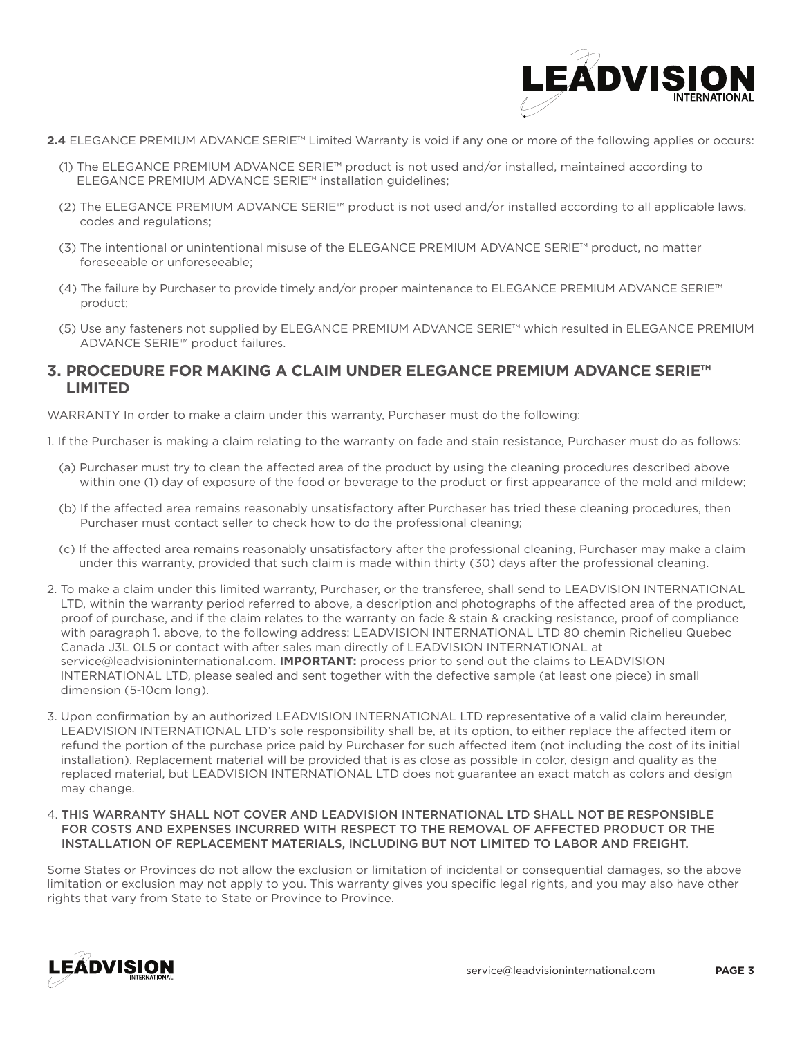**2.4** ELEGANCE PREMIUM ADVANCE SERIE™ Limited Warranty is void if any one or more of the following applies or occurs:

(1) The ELEGANCE PREMIUM ADVANCE SERIE™ product is not used and/or installed, maintained according to ELEGANCE PREMIUM ADVANCE SERIE™ installation guidelines;

(2) The ELEGANCE PREMIUM ADVANCE SERIE™ product is not used and/or installed according to all applicable laws, codes and regulations;

(3) The intentional or unintentional misuse of the ELEGANCE PREMIUM ADVANCE SERIE™ product, no matter foreseeable or unforeseeable;

(4) The failure by Purchaser to provide timely and/or proper maintenance to ELEGANCE PREMIUM ADVANCE SERIE™ product;

(5) Use any fasteners not supplied by ELEGANCE PREMIUM ADVANCE SERIE™ which resulted in ELEGANCE PREMIUM ADVANCE SERIE™ product failures.

## 3. PROCEDURE FOR MAKING A CLAIM UNDER ELEGANCE PREMIUM ADVANCE SERIE™ LIMITED

WARRANTY In order to make a claim under this warranty, Purchaser must do the following:

1. If the Purchaser is making a claim relating to the warranty on fade and stain resistance, Purchaser must do as follows:

   (a) Purchaser must try to clean the affected area of the product by using the cleaning procedures described above within one (1) day of exposure of the food or beverage to the product or first appearance of the mold and mildew;

   (b) If the affected area remains reasonably unsatisfactory after Purchaser has tried these cleaning procedures, then Purchaser must contact seller to check how to do the professional cleaning;

   (c) If the affected area remains reasonably unsatisfactory after the professional cleaning, Purchaser may make a claim under this warranty, provided that such claim is made within thirty (30) days after the professional cleaning.

2. To make a claim under this limited warranty, Purchaser, or the transferee, shall send to LEADVISION INTERNATIONAL LTD, within the warranty period referred to above, a description and photographs of the affected area of the product, proof of purchase, and if the claim relates to the warranty on fade & stain & cracking resistance, proof of compliance with paragraph 1. above, to the following address: LEADVISION INTERNATIONAL LTD 80 chemin Richelieu Quebec Canada J3L 0L5 or contact with after sales man directly of LEADVISION INTERNATIONAL at service@leadvisioninternational.com. **IMPORTANT:** process prior to send out the claims to LEADVISION INTERNATIONAL LTD, please sealed and sent together with the defective sample (at least one piece) in small dimension (5-10cm long).

3. Upon confirmation by an authorized LEADVISION INTERNATIONAL LTD representative of a valid claim hereunder, LEADVISION INTERNATIONAL LTD's sole responsibility shall be, at its option, to either replace the affected item or refund the portion of the purchase price paid by Purchaser for such affected item (not including the cost of its initial installation). Replacement material will be provided that is as close as possible in color, design and quality as the replaced material, but LEADVISION INTERNATIONAL LTD does not guarantee an exact match as colors and design may change.

4. THIS WARRANTY SHALL NOT COVER AND LEADVISION INTERNATIONAL LTD SHALL NOT BE RESPONSIBLE FOR COSTS AND EXPENSES INCURRED WITH RESPECT TO THE REMOVAL OF AFFECTED PRODUCT OR THE INSTALLATION OF REPLACEMENT MATERIALS, INCLUDING BUT NOT LIMITED TO LABOR AND FREIGHT.

Some States or Provinces do not allow the exclusion or limitation of incidental or consequential damages, so the above limitation or exclusion may not apply to you. This warranty gives you specific legal rights, and you may also have other rights that vary from State to State or Province to Province.